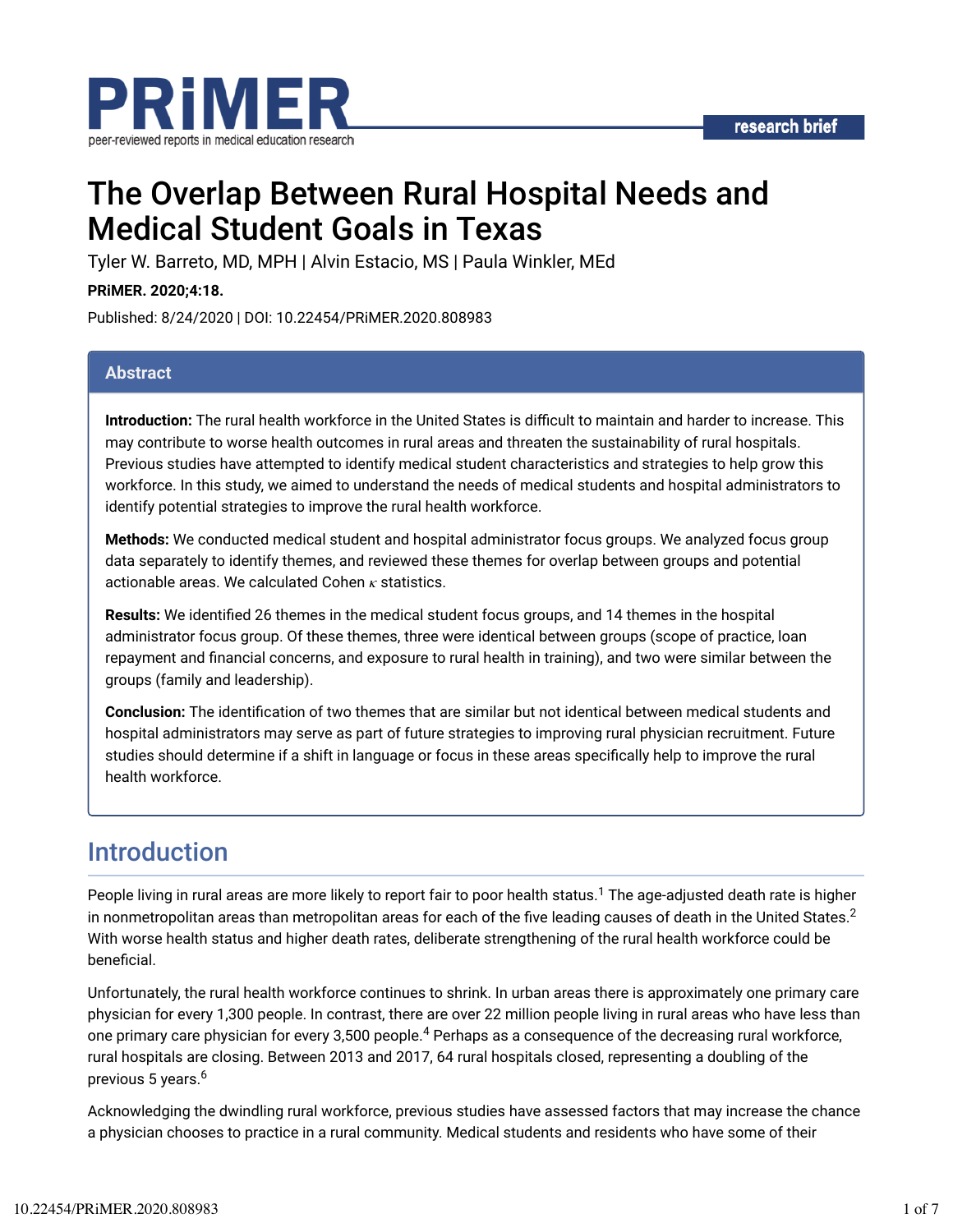# The Overlap Between Rural Hospital Needs and Medical Student Goals in Texas

Tyler W. Barreto, MD, MPH | Alvin Estacio, MS | Paula Winkler, MEd

**PRiMER. 2020;4:18.**

Published: 8/24/2020 | DOI: 10.22454/PRiMER.2020.808983

## Abstract

**Introduction:** The rural health workforce in the United States is difficult to maintain and harder to increase. This may contribute to worse health outcomes in rural areas and threaten the sustainability of rural hospitals. Previous studies have attempted to identify medical student characteristics and strategies to help grow this workforce. In this study, we aimed to understand the needs of medical students and hospital administrators to identify potential strategies to improve the rural health workforce.

**Methods:** We conducted medical student and hospital administrator focus groups. We analyzed focus group data separately to identify themes, and reviewed these themes for overlap between groups and potential actionable areas. We calculated Cohen $\kappa$ statistics.

**Results:** We identified 26 themes in the medical student focus groups, and 14 themes in the hospital administrator focus group. Of these themes, three were identical between groups (scope of practice, loan repayment and financial concerns, and exposure to rural health in training), and two were similar between the groups (family and leadership).

**Conclusion:** The identification of two themes that are similar but not identical between medical students and hospital administrators may serve as part of future strategies to improving rural physician recruitment. Future studies should determine if a shift in language or focus in these areas specifically help to improve the rural health workforce.

## Introduction

People living in rural areas are more likely to report fair to poor health status.[1] The age-adjusted death rate is higher in nonmetropolitan areas than metropolitan areas for each of the five leading causes of death in the United States.[2] With worse health status and higher death rates, deliberate strengthening of the rural health workforce could be beneficial.

Unfortunately, the rural health workforce continues to shrink. In urban areas there is approximately one primary care physician for every 1,300 people. In contrast, there are over 22 million people living in rural areas who have less than one primary care physician for every 3,500 people.[4] Perhaps as a consequence of the decreasing rural workforce, rural hospitals are closing. Between 2013 and 2017, 64 rural hospitals closed, representing a doubling of the previous 5 years.[6]

Acknowledging the dwindling rural workforce, previous studies have assessed factors that may increase the chance a physician chooses to practice in a rural community. Medical students and residents who have some of their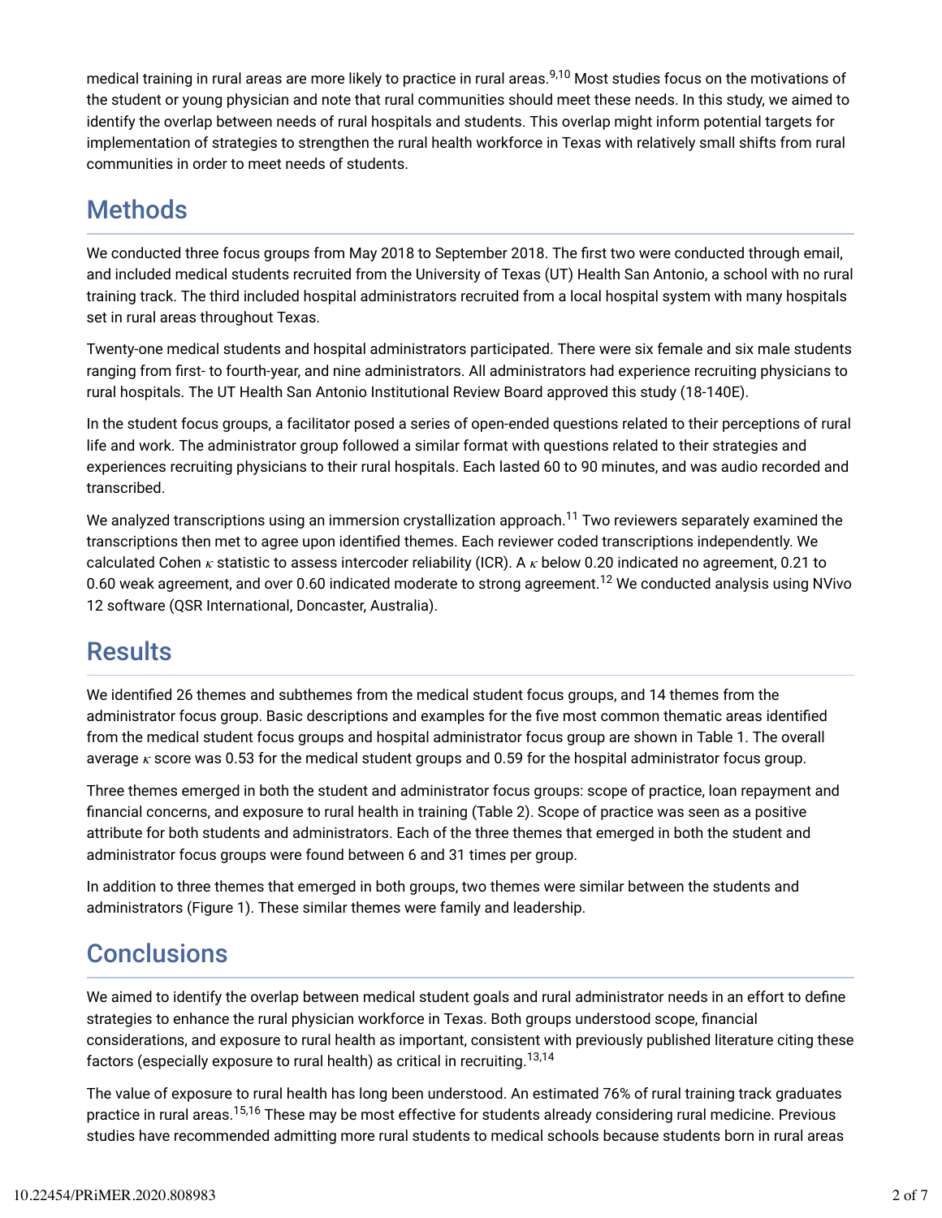medical training in rural areas are more likely to practice in rural areas.[9,10] Most studies focus on the motivations of the student or young physician and note that rural communities should meet these needs. In this study, we aimed to identify the overlap between needs of rural hospitals and students. This overlap might inform potential targets for implementation of strategies to strengthen the rural health workforce in Texas with relatively small shifts from rural communities in order to meet needs of students.

## Methods

We conducted three focus groups from May 2018 to September 2018. The first two were conducted through email, and included medical students recruited from the University of Texas (UT) Health San Antonio, a school with no rural training track. The third included hospital administrators recruited from a local hospital system with many hospitals set in rural areas throughout Texas.

Twenty-one medical students and hospital administrators participated. There were six female and six male students ranging from first- to fourth-year, and nine administrators. All administrators had experience recruiting physicians to rural hospitals. The UT Health San Antonio Institutional Review Board approved this study (18-140E).

In the student focus groups, a facilitator posed a series of open-ended questions related to their perceptions of rural life and work. The administrator group followed a similar format with questions related to their strategies and experiences recruiting physicians to their rural hospitals. Each lasted 60 to 90 minutes, and was audio recorded and transcribed.

We analyzed transcriptions using an immersion crystallization approach.[11] Two reviewers separately examined the transcriptions then met to agree upon identified themes. Each reviewer coded transcriptions independently. We calculated Cohen $\kappa$ statistic to assess intercoder reliability (ICR). A $\kappa$ below 0.20 indicated no agreement, 0.21 to 0.60 weak agreement, and over 0.60 indicated moderate to strong agreement.[12] We conducted analysis using NVivo 12 software (QSR International, Doncaster, Australia).

## Results

We identified 26 themes and subthemes from the medical student focus groups, and 14 themes from the administrator focus group. Basic descriptions and examples for the five most common thematic areas identified from the medical student focus groups and hospital administrator focus group are shown in Table 1. The overall average $\kappa$ score was 0.53 for the medical student groups and 0.59 for the hospital administrator focus group.

Three themes emerged in both the student and administrator focus groups: scope of practice, loan repayment and financial concerns, and exposure to rural health in training (Table 2). Scope of practice was seen as a positive attribute for both students and administrators. Each of the three themes that emerged in both the student and administrator focus groups were found between 6 and 31 times per group.

In addition to three themes that emerged in both groups, two themes were similar between the students and administrators (Figure 1). These similar themes were family and leadership.

## Conclusions

We aimed to identify the overlap between medical student goals and rural administrator needs in an effort to define strategies to enhance the rural physician workforce in Texas. Both groups understood scope, financial considerations, and exposure to rural health as important, consistent with previously published literature citing these factors (especially exposure to rural health) as critical in recruiting.[13,14]

The value of exposure to rural health has long been understood. An estimated 76% of rural training track graduates practice in rural areas.[15,16] These may be most effective for students already considering rural medicine. Previous studies have recommended admitting more rural students to medical schools because students born in rural areas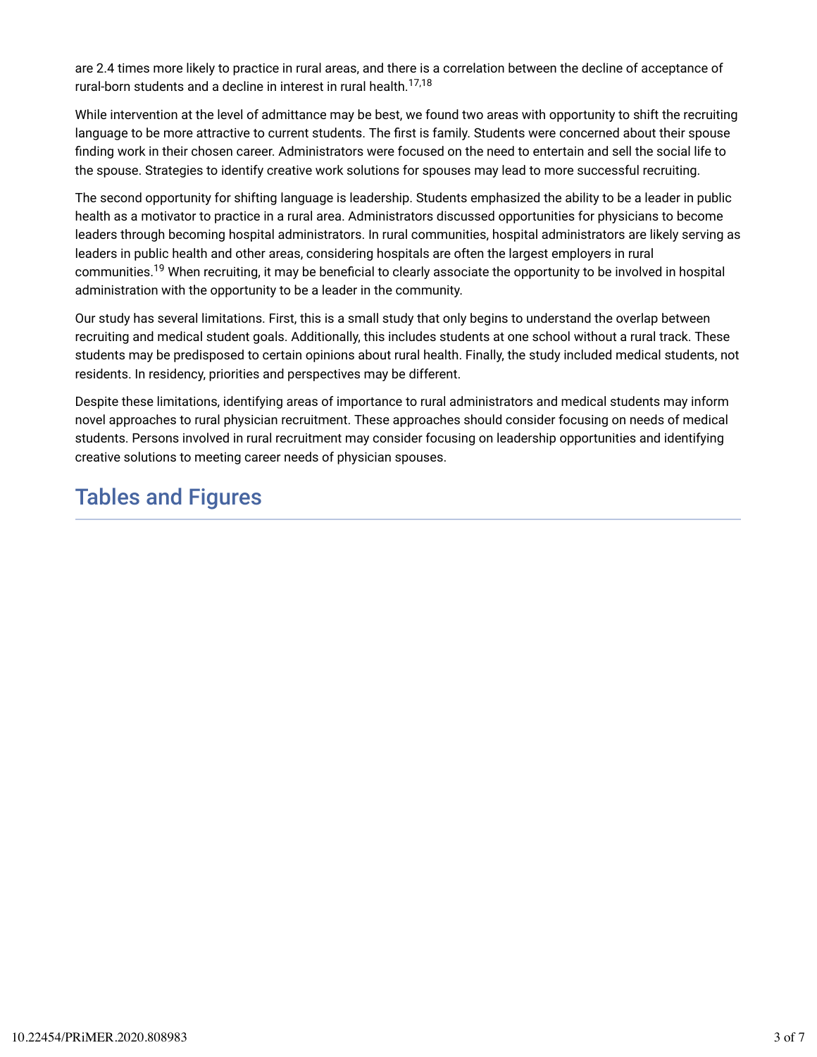are 2.4 times more likely to practice in rural areas, and there is a correlation between the decline of acceptance of rural-born students and a decline in interest in rural health.[17,18]

While intervention at the level of admittance may be best, we found two areas with opportunity to shift the recruiting language to be more attractive to current students. The first is family. Students were concerned about their spouse finding work in their chosen career. Administrators were focused on the need to entertain and sell the social life to the spouse. Strategies to identify creative work solutions for spouses may lead to more successful recruiting.

The second opportunity for shifting language is leadership. Students emphasized the ability to be a leader in public health as a motivator to practice in a rural area. Administrators discussed opportunities for physicians to become leaders through becoming hospital administrators. In rural communities, hospital administrators are likely serving as leaders in public health and other areas, considering hospitals are often the largest employers in rural communities.[19] When recruiting, it may be beneficial to clearly associate the opportunity to be involved in hospital administration with the opportunity to be a leader in the community.

Our study has several limitations. First, this is a small study that only begins to understand the overlap between recruiting and medical student goals. Additionally, this includes students at one school without a rural track. These students may be predisposed to certain opinions about rural health. Finally, the study included medical students, not residents. In residency, priorities and perspectives may be different.

Despite these limitations, identifying areas of importance to rural administrators and medical students may inform novel approaches to rural physician recruitment. These approaches should consider focusing on needs of medical students. Persons involved in rural recruitment may consider focusing on leadership opportunities and identifying creative solutions to meeting career needs of physician spouses.

## Tables and Figures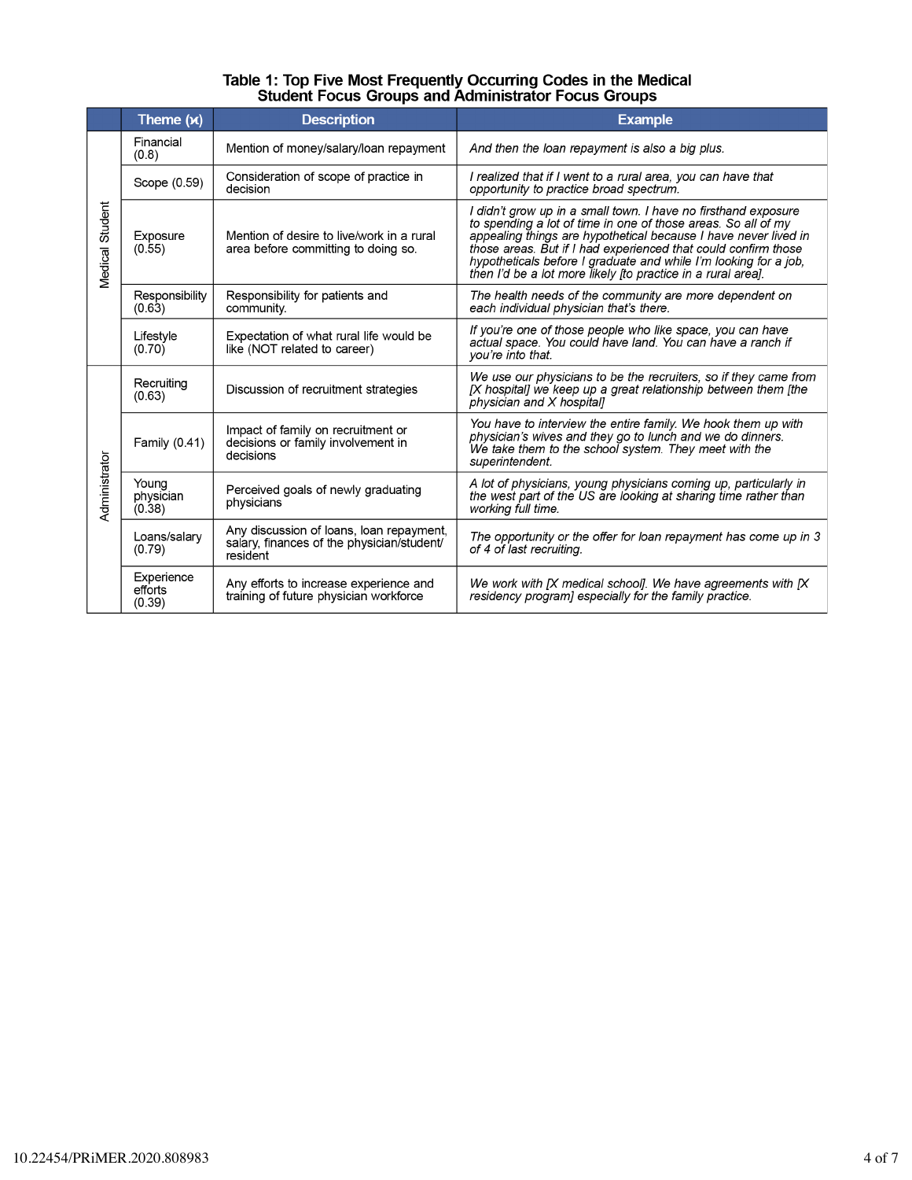**Table 1: Top Five Most Frequently Occurring Codes in the Medical Student Focus Groups and Administrator Focus Groups**

| | Theme (ϰ) | Description | Example |
|---|---|---|---|
| Medical Student | Financial (0.8) | Mention of money/salary/loan repayment | *And then the loan repayment is also a big plus.* |
| | Scope (0.59) | Consideration of scope of practice in decision | *I realized that if I went to a rural area, you can have that opportunity to practice broad spectrum.* |
| | Exposure (0.55) | Mention of desire to live/work in a rural area before committing to doing so. | *I didn't grow up in a small town. I have no firsthand exposure to spending a lot of time in one of those areas. So all of my appealing things are hypothetical because I have never lived in those areas. But if I had experienced that could confirm those hypotheticals before I graduate and while I'm looking for a job, then I'd be a lot more likely [to practice in a rural area].* |
| | Responsibility (0.63) | Responsibility for patients and community. | *The health needs of the community are more dependent on each individual physician that's there.* |
| | Lifestyle (0.70) | Expectation of what rural life would be like (NOT related to career) | *If you're one of those people who like space, you can have actual space. You could have land. You can have a ranch if you're into that.* |
| Administrator | Recruiting (0.63) | Discussion of recruitment strategies | *We use our physicians to be the recruiters, so if they came from [X hospital] we keep up a great relationship between them [the physician and X hospital]* |
| | Family (0.41) | Impact of family on recruitment or decisions or family involvement in decisions | *You have to interview the entire family. We hook them up with physician's wives and they go to lunch and we do dinners. We take them to the school system. They meet with the superintendent.* |
| | Young physician (0.38) | Perceived goals of newly graduating physicians | *A lot of physicians, young physicians coming up, particularly in the west part of the US are looking at sharing time rather than working full time.* |
| | Loans/salary (0.79) | Any discussion of loans, loan repayment, salary, finances of the physician/student/resident | *The opportunity or the offer for loan repayment has come up in 3 of 4 of last recruiting.* |
| | Experience efforts (0.39) | Any efforts to increase experience and training of future physician workforce | *We work with [X medical school]. We have agreements with [X residency program] especially for the family practice.* |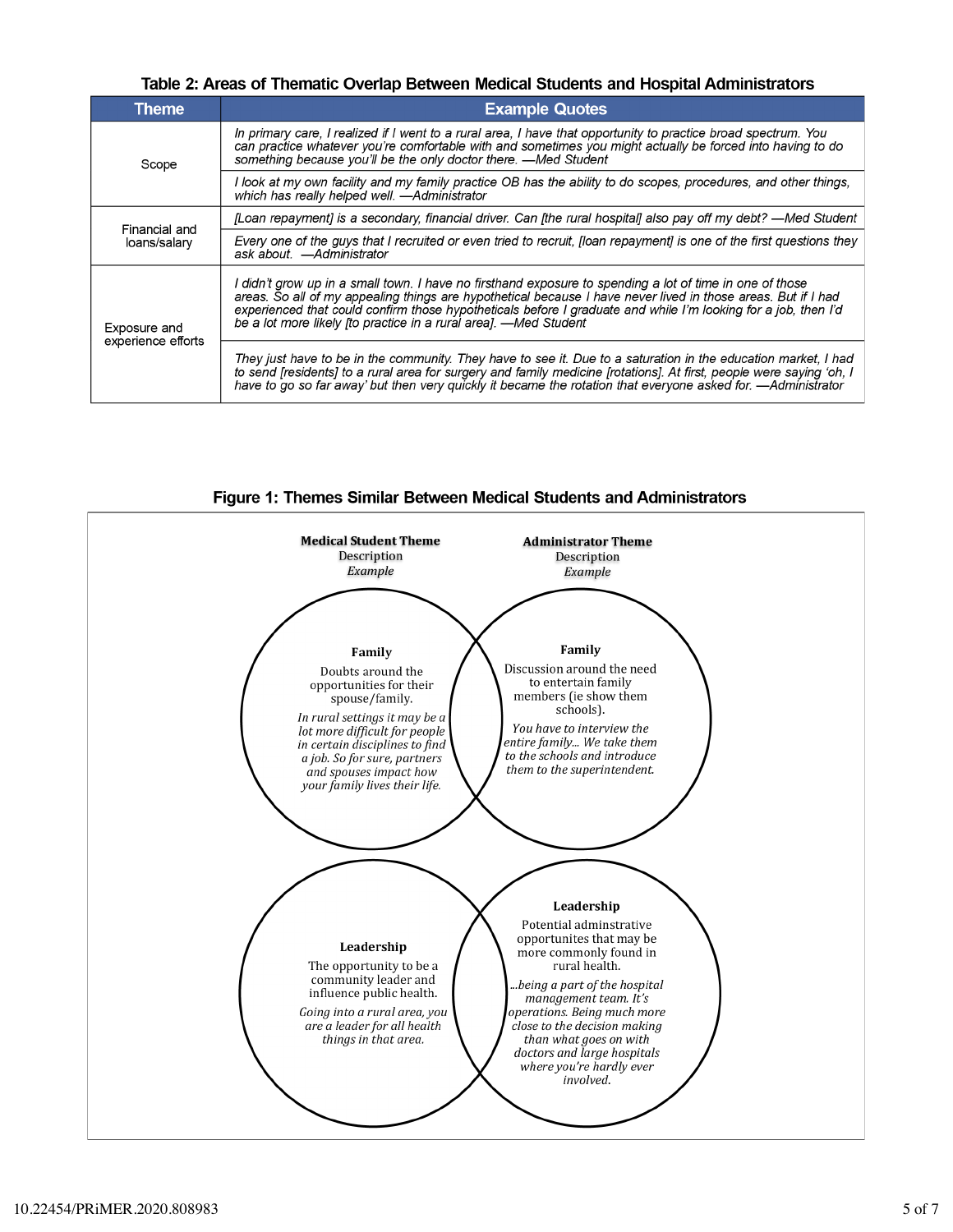**Table 2: Areas of Thematic Overlap Between Medical Students and Hospital Administrators**

| Theme | Example Quotes |
|---|---|
| Scope | *In primary care, I realized if I went to a rural area, I have that opportunity to practice broad spectrum. You can practice whatever you're comfortable with and sometimes you might actually be forced into having to do something because you'll be the only doctor there. —Med Student* |
| | *I look at my own facility and my family practice OB has the ability to do scopes, procedures, and other things, which has really helped well. —Administrator* |
| Financial and loans/salary | *[Loan repayment] is a secondary, financial driver. Can [the rural hospital] also pay off my debt? —Med Student* |
| | *Every one of the guys that I recruited or even tried to recruit, [loan repayment] is one of the first questions they ask about. —Administrator* |
| Exposure and experience efforts | *I didn't grow up in a small town. I have no firsthand exposure to spending a lot of time in one of those areas. So all of my appealing things are hypothetical because I have never lived in those areas. But if I had experienced that could confirm those hypotheticals before I graduate and while I'm looking for a job, then I'd be a lot more likely [to practice in a rural area]. —Med Student* |
| | *They just have to be in the community. They have to see it. Due to a saturation in the education market, I had to send [residents] to a rural area for surgery and family medicine [rotations]. At first, people were saying 'oh, I have to go so far away' but then very quickly it became the rotation that everyone asked for. —Administrator* |

**Figure 1: Themes Similar Between Medical Students and Administrators**

| **Medical Student Theme**<br>Description<br>*Example* | **Administrator Theme**<br>Description<br>*Example* |
|---|---|
| **Family**<br>Doubts around the opportunities for their spouse/family.<br>*In rural settings it may be a lot more difficult for people in certain disciplines to find a job. So for sure, partners and spouses impact how your family lives their life.* | **Family**<br>Discussion around the need to entertain family members (ie show them schools).<br>*You have to interview the entire family... We take them to the schools and introduce them to the superintendent.* |
| **Leadership**<br>The opportunity to be a community leader and influence public health.<br>*Going into a rural area, you are a leader for all health things in that area.* | **Leadership**<br>Potential adminstrative opportunites that may be more commonly found in rural health.<br>*...being a part of the hospital management team. It's operations. Being much more close to the decision making than what goes on with doctors and large hospitals where you're hardly ever involved.* |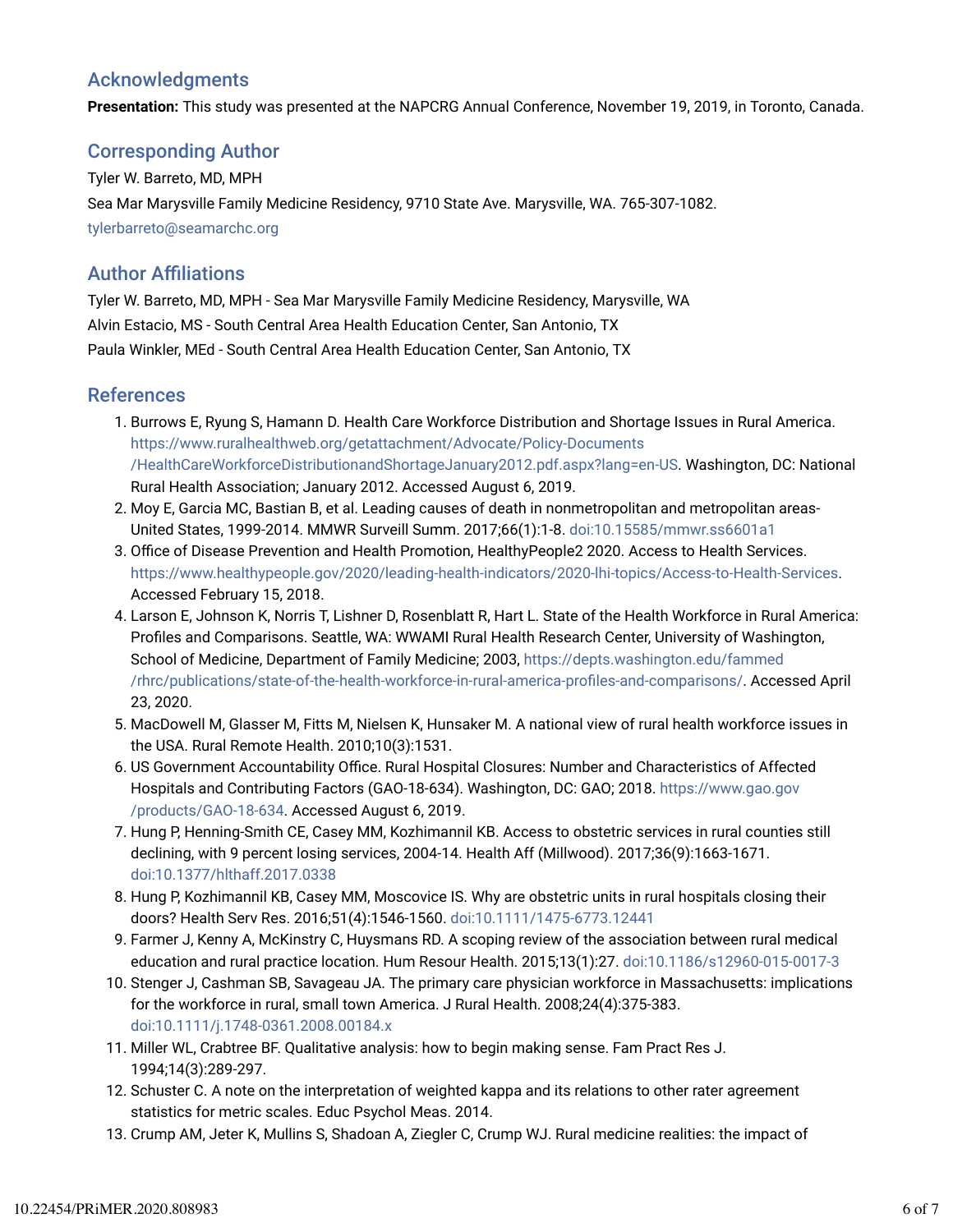## Acknowledgments

**Presentation:** This study was presented at the NAPCRG Annual Conference, November 19, 2019, in Toronto, Canada.

## Corresponding Author

Tyler W. Barreto, MD, MPH

Sea Mar Marysville Family Medicine Residency, 9710 State Ave. Marysville, WA. 765-307-1082.

tylerbarreto@seamarchc.org

## Author Affiliations

Tyler W. Barreto, MD, MPH - Sea Mar Marysville Family Medicine Residency, Marysville, WA

Alvin Estacio, MS - South Central Area Health Education Center, San Antonio, TX

Paula Winkler, MEd - South Central Area Health Education Center, San Antonio, TX

## References

1. Burrows E, Ryung S, Hamann D. Health Care Workforce Distribution and Shortage Issues in Rural America. https://www.ruralhealthweb.org/getattachment/Advocate/Policy-Documents/HealthCareWorkforceDistributionandShortageJanuary2012.pdf.aspx?lang=en-US. Washington, DC: National Rural Health Association; January 2012. Accessed August 6, 2019.
2. Moy E, Garcia MC, Bastian B, et al. Leading causes of death in nonmetropolitan and metropolitan areas-United States, 1999-2014. MMWR Surveill Summ. 2017;66(1):1-8. doi:10.15585/mmwr.ss6601a1
3. Office of Disease Prevention and Health Promotion, HealthyPeople2 2020. Access to Health Services. https://www.healthypeople.gov/2020/leading-health-indicators/2020-lhi-topics/Access-to-Health-Services. Accessed February 15, 2018.
4. Larson E, Johnson K, Norris T, Lishner D, Rosenblatt R, Hart L. State of the Health Workforce in Rural America: Profiles and Comparisons. Seattle, WA: WWAMI Rural Health Research Center, University of Washington, School of Medicine, Department of Family Medicine; 2003, https://depts.washington.edu/fammed/rhrc/publications/state-of-the-health-workforce-in-rural-america-profiles-and-comparisons/. Accessed April 23, 2020.
5. MacDowell M, Glasser M, Fitts M, Nielsen K, Hunsaker M. A national view of rural health workforce issues in the USA. Rural Remote Health. 2010;10(3):1531.
6. US Government Accountability Office. Rural Hospital Closures: Number and Characteristics of Affected Hospitals and Contributing Factors (GAO-18-634). Washington, DC: GAO; 2018. https://www.gao.gov/products/GAO-18-634. Accessed August 6, 2019.
7. Hung P, Henning-Smith CE, Casey MM, Kozhimannil KB. Access to obstetric services in rural counties still declining, with 9 percent losing services, 2004-14. Health Aff (Millwood). 2017;36(9):1663-1671. doi:10.1377/hlthaff.2017.0338
8. Hung P, Kozhimannil KB, Casey MM, Moscovice IS. Why are obstetric units in rural hospitals closing their doors? Health Serv Res. 2016;51(4):1546-1560. doi:10.1111/1475-6773.12441
9. Farmer J, Kenny A, McKinstry C, Huysmans RD. A scoping review of the association between rural medical education and rural practice location. Hum Resour Health. 2015;13(1):27. doi:10.1186/s12960-015-0017-3
10. Stenger J, Cashman SB, Savageau JA. The primary care physician workforce in Massachusetts: implications for the workforce in rural, small town America. J Rural Health. 2008;24(4):375-383. doi:10.1111/j.1748-0361.2008.00184.x
11. Miller WL, Crabtree BF. Qualitative analysis: how to begin making sense. Fam Pract Res J. 1994;14(3):289-297.
12. Schuster C. A note on the interpretation of weighted kappa and its relations to other rater agreement statistics for metric scales. Educ Psychol Meas. 2014.
13. Crump AM, Jeter K, Mullins S, Shadoan A, Ziegler C, Crump WJ. Rural medicine realities: the impact of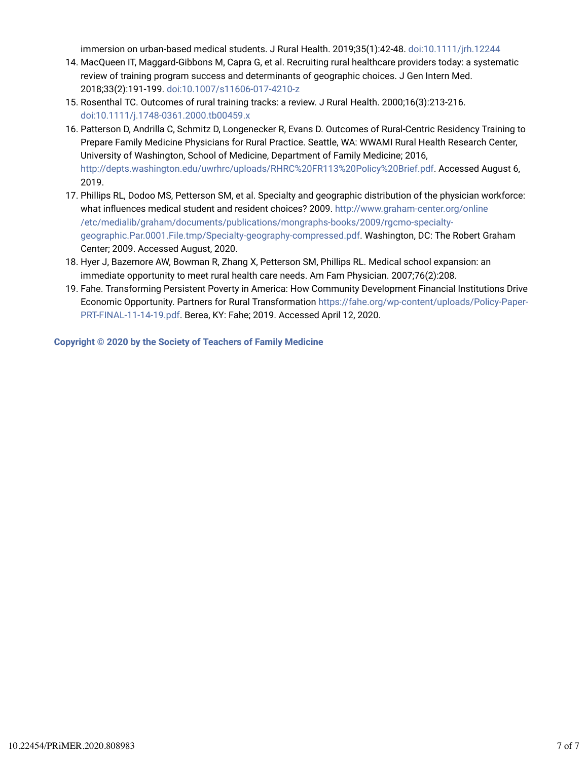immersion on urban-based medical students. J Rural Health. 2019;35(1):42-48. doi:10.1111/jrh.12244

14. MacQueen IT, Maggard-Gibbons M, Capra G, et al. Recruiting rural healthcare providers today: a systematic review of training program success and determinants of geographic choices. J Gen Intern Med. 2018;33(2):191-199. doi:10.1007/s11606-017-4210-z
15. Rosenthal TC. Outcomes of rural training tracks: a review. J Rural Health. 2000;16(3):213-216. doi:10.1111/j.1748-0361.2000.tb00459.x
16. Patterson D, Andrilla C, Schmitz D, Longenecker R, Evans D. Outcomes of Rural-Centric Residency Training to Prepare Family Medicine Physicians for Rural Practice. Seattle, WA: WWAMI Rural Health Research Center, University of Washington, School of Medicine, Department of Family Medicine; 2016, http://depts.washington.edu/uwrhrc/uploads/RHRC%20FR113%20Policy%20Brief.pdf. Accessed August 6, 2019.
17. Phillips RL, Dodoo MS, Petterson SM, et al. Specialty and geographic distribution of the physician workforce: what influences medical student and resident choices? 2009. http://www.graham-center.org/online/etc/medialib/graham/documents/publications/mongraphs-books/2009/rgcmo-specialty-geographic.Par.0001.File.tmp/Specialty-geography-compressed.pdf. Washington, DC: The Robert Graham Center; 2009. Accessed August, 2020.
18. Hyer J, Bazemore AW, Bowman R, Zhang X, Petterson SM, Phillips RL. Medical school expansion: an immediate opportunity to meet rural health care needs. Am Fam Physician. 2007;76(2):208.
19. Fahe. Transforming Persistent Poverty in America: How Community Development Financial Institutions Drive Economic Opportunity. Partners for Rural Transformation https://fahe.org/wp-content/uploads/Policy-Paper-PRT-FINAL-11-14-19.pdf. Berea, KY: Fahe; 2019. Accessed April 12, 2020.

**Copyright © 2020 by the Society of Teachers of Family Medicine**